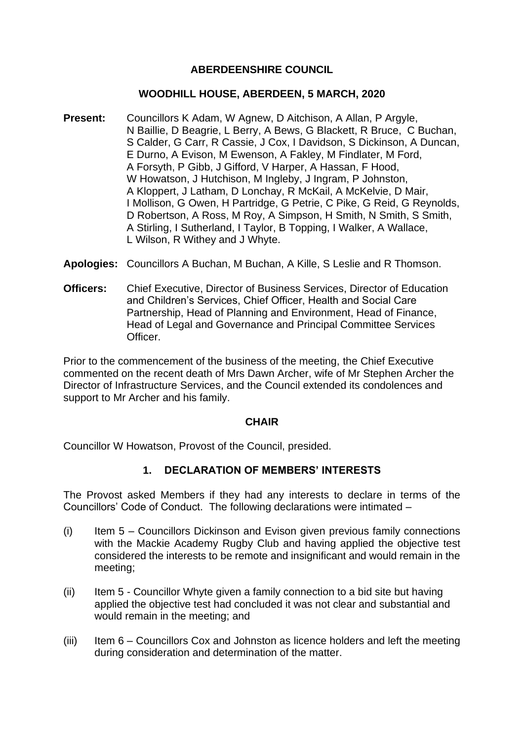# ABERDEENSHIRE COUNCIL

## WOODHILL HOUSE, ABERDEEN, 5 MARCH, 2020

**Present:** Councillors K Adam, W Agnew, D Aitchison, A Allan, P Argyle, N Baillie, D Beagrie, L Berry, A Bews, G Blackett, R Bruce, C Buchan, S Calder, G Carr, R Cassie, J Cox, I Davidson, S Dickinson, A Duncan, E Durno, A Evison, M Ewenson, A Fakley, M Findlater, M Ford, A Forsyth, P Gibb, J Gifford, V Harper, A Hassan, F Hood, W Howatson, J Hutchison, M Ingleby, J Ingram, P Johnston, A Kloppert, J Latham, D Lonchay, R McKail, A McKelvie, D Mair, I Mollison, G Owen, H Partridge, G Petrie, C Pike, G Reid, G Reynolds, D Robertson, A Ross, M Roy, A Simpson, H Smith, N Smith, S Smith, A Stirling, I Sutherland, I Taylor, B Topping, I Walker, A Wallace, L Wilson, R Withey and J Whyte.

**Apologies:** Councillors A Buchan, M Buchan, A Kille, S Leslie and R Thomson.

**Officers:** Chief Executive, Director of Business Services, Director of Education and Children's Services, Chief Officer, Health and Social Care Partnership, Head of Planning and Environment, Head of Finance, Head of Legal and Governance and Principal Committee Services Officer.

Prior to the commencement of the business of the meeting, the Chief Executive commented on the recent death of Mrs Dawn Archer, wife of Mr Stephen Archer the Director of Infrastructure Services, and the Council extended its condolences and support to Mr Archer and his family.

## CHAIR

Councillor W Howatson, Provost of the Council, presided.

## 1. DECLARATION OF MEMBERS' INTERESTS

The Provost asked Members if they had any interests to declare in terms of the Councillors' Code of Conduct. The following declarations were intimated –

(i) Item 5 – Councillors Dickinson and Evison given previous family connections with the Mackie Academy Rugby Club and having applied the objective test considered the interests to be remote and insignificant and would remain in the meeting;

(ii) Item 5 - Councillor Whyte given a family connection to a bid site but having applied the objective test had concluded it was not clear and substantial and would remain in the meeting; and

(iii) Item 6 – Councillors Cox and Johnston as licence holders and left the meeting during consideration and determination of the matter.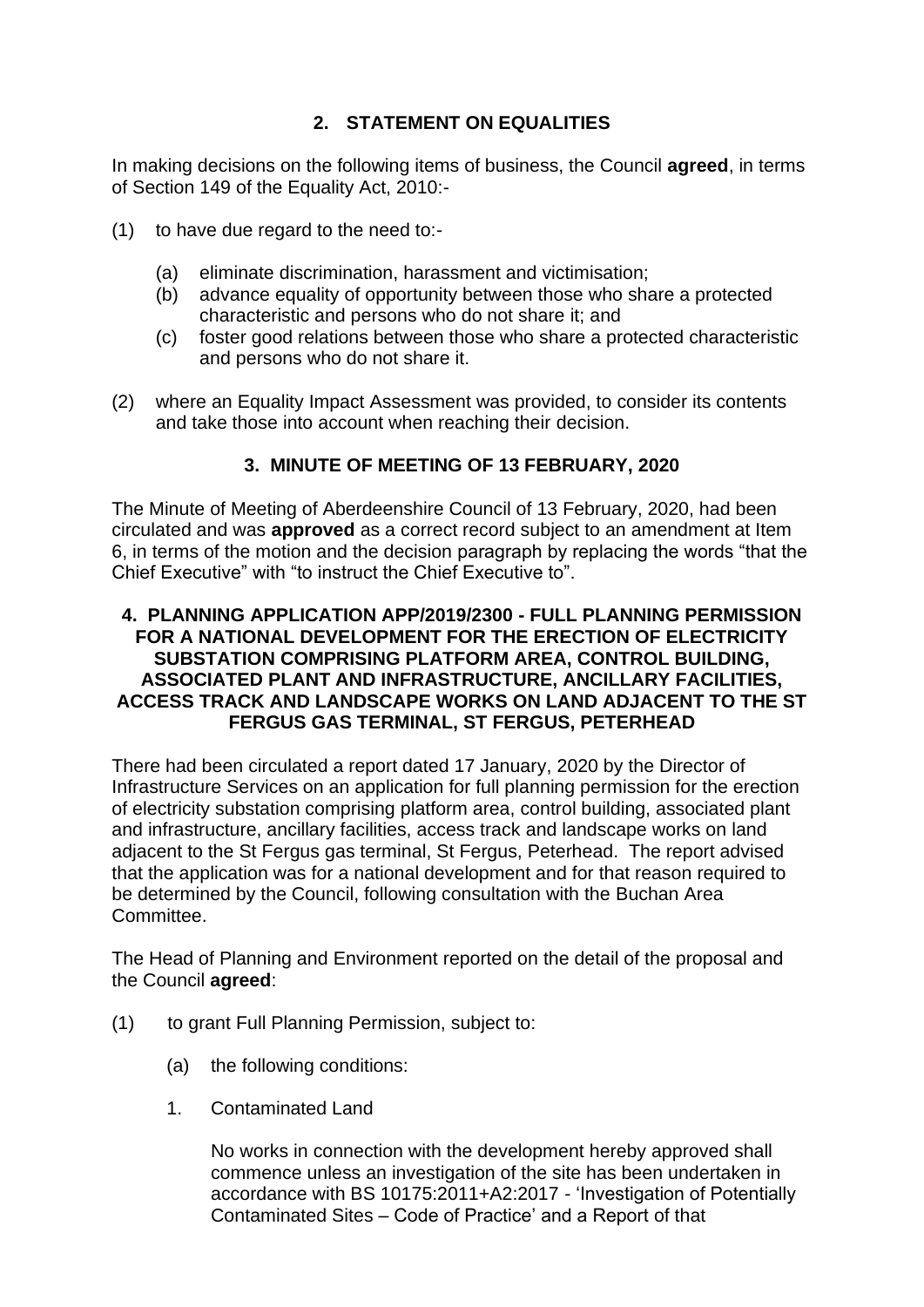## 2. STATEMENT ON EQUALITIES

In making decisions on the following items of business, the Council **agreed**, in terms of Section 149 of the Equality Act, 2010:-

(1) to have due regard to the need to:-

   (a) eliminate discrimination, harassment and victimisation;
   (b) advance equality of opportunity between those who share a protected characteristic and persons who do not share it; and
   (c) foster good relations between those who share a protected characteristic and persons who do not share it.

(2) where an Equality Impact Assessment was provided, to consider its contents and take those into account when reaching their decision.

## 3. MINUTE OF MEETING OF 13 FEBRUARY, 2020

The Minute of Meeting of Aberdeenshire Council of 13 February, 2020, had been circulated and was **approved** as a correct record subject to an amendment at Item 6, in terms of the motion and the decision paragraph by replacing the words "that the Chief Executive" with "to instruct the Chief Executive to".

## 4. PLANNING APPLICATION APP/2019/2300 - FULL PLANNING PERMISSION FOR A NATIONAL DEVELOPMENT FOR THE ERECTION OF ELECTRICITY SUBSTATION COMPRISING PLATFORM AREA, CONTROL BUILDING, ASSOCIATED PLANT AND INFRASTRUCTURE, ANCILLARY FACILITIES, ACCESS TRACK AND LANDSCAPE WORKS ON LAND ADJACENT TO THE ST FERGUS GAS TERMINAL, ST FERGUS, PETERHEAD

There had been circulated a report dated 17 January, 2020 by the Director of Infrastructure Services on an application for full planning permission for the erection of electricity substation comprising platform area, control building, associated plant and infrastructure, ancillary facilities, access track and landscape works on land adjacent to the St Fergus gas terminal, St Fergus, Peterhead. The report advised that the application was for a national development and for that reason required to be determined by the Council, following consultation with the Buchan Area Committee.

The Head of Planning and Environment reported on the detail of the proposal and the Council **agreed**:

(1) to grant Full Planning Permission, subject to:

   (a) the following conditions:

   1. Contaminated Land

      No works in connection with the development hereby approved shall commence unless an investigation of the site has been undertaken in accordance with BS 10175:2011+A2:2017 - 'Investigation of Potentially Contaminated Sites – Code of Practice' and a Report of that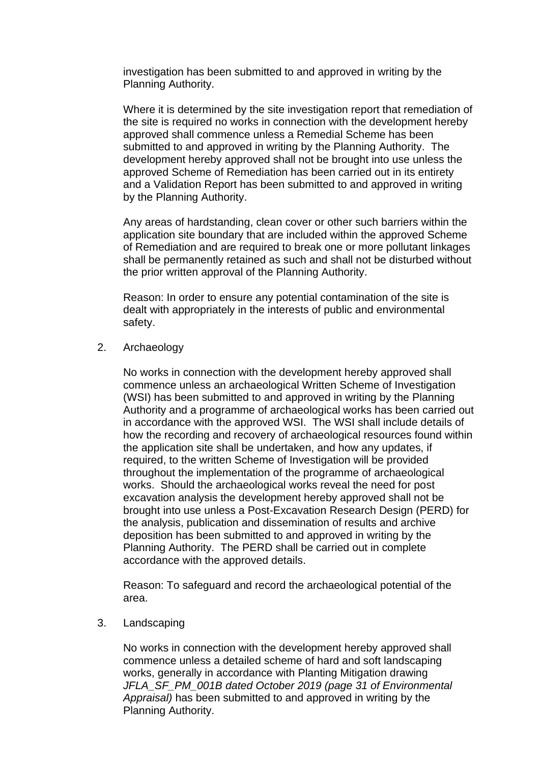investigation has been submitted to and approved in writing by the Planning Authority.

Where it is determined by the site investigation report that remediation of the site is required no works in connection with the development hereby approved shall commence unless a Remedial Scheme has been submitted to and approved in writing by the Planning Authority. The development hereby approved shall not be brought into use unless the approved Scheme of Remediation has been carried out in its entirety and a Validation Report has been submitted to and approved in writing by the Planning Authority.

Any areas of hardstanding, clean cover or other such barriers within the application site boundary that are included within the approved Scheme of Remediation and are required to break one or more pollutant linkages shall be permanently retained as such and shall not be disturbed without the prior written approval of the Planning Authority.

Reason: In order to ensure any potential contamination of the site is dealt with appropriately in the interests of public and environmental safety.

2. Archaeology

   No works in connection with the development hereby approved shall commence unless an archaeological Written Scheme of Investigation (WSI) has been submitted to and approved in writing by the Planning Authority and a programme of archaeological works has been carried out in accordance with the approved WSI. The WSI shall include details of how the recording and recovery of archaeological resources found within the application site shall be undertaken, and how any updates, if required, to the written Scheme of Investigation will be provided throughout the implementation of the programme of archaeological works. Should the archaeological works reveal the need for post excavation analysis the development hereby approved shall not be brought into use unless a Post-Excavation Research Design (PERD) for the analysis, publication and dissemination of results and archive deposition has been submitted to and approved in writing by the Planning Authority. The PERD shall be carried out in complete accordance with the approved details.

   Reason: To safeguard and record the archaeological potential of the area.

3. Landscaping

   No works in connection with the development hereby approved shall commence unless a detailed scheme of hard and soft landscaping works, generally in accordance with Planting Mitigation drawing *JFLA_SF_PM_001B dated October 2019 (page 31 of Environmental Appraisal)* has been submitted to and approved in writing by the Planning Authority.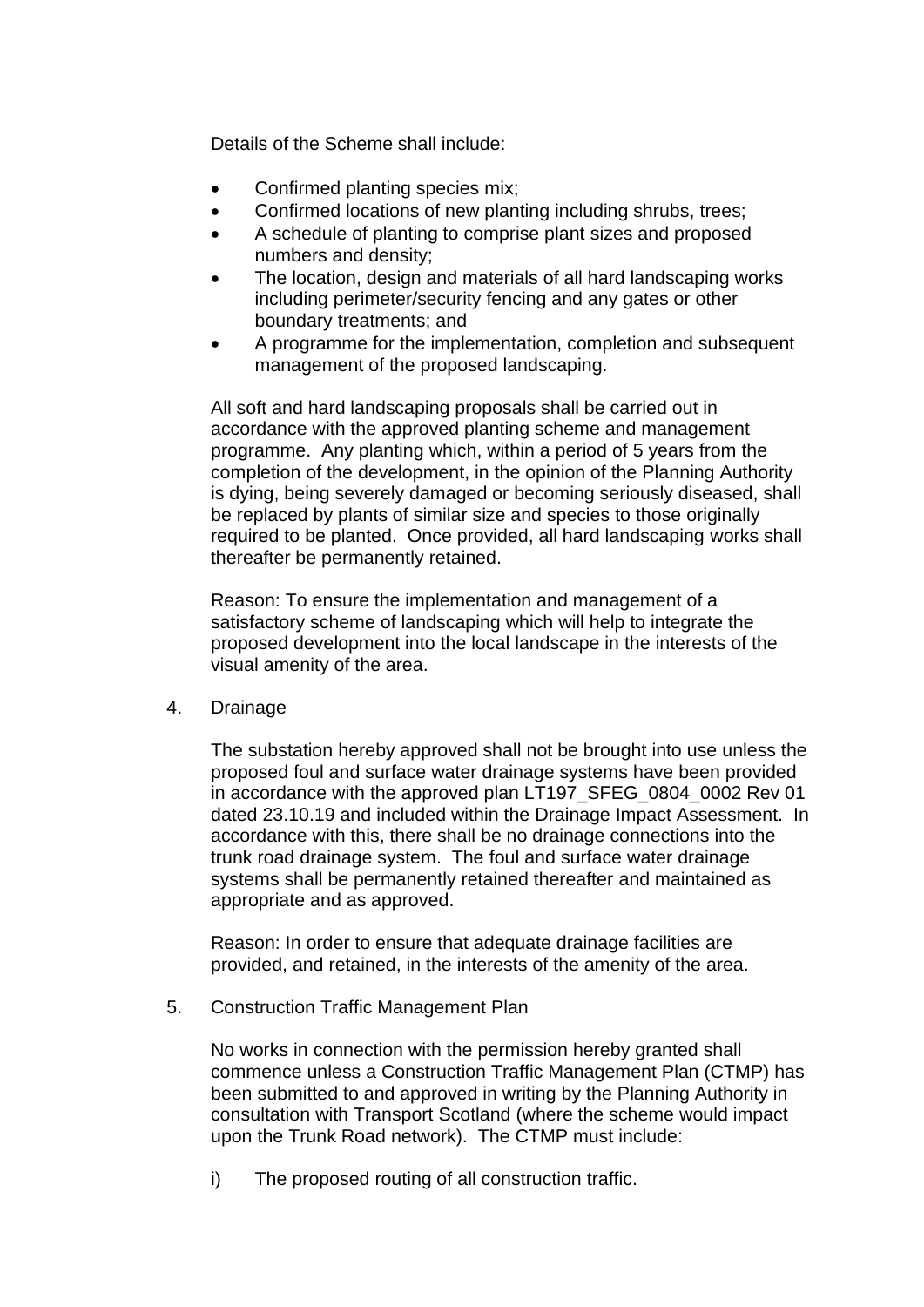Details of the Scheme shall include:

- Confirmed planting species mix;
- Confirmed locations of new planting including shrubs, trees;
- A schedule of planting to comprise plant sizes and proposed numbers and density;
- The location, design and materials of all hard landscaping works including perimeter/security fencing and any gates or other boundary treatments; and
- A programme for the implementation, completion and subsequent management of the proposed landscaping.

All soft and hard landscaping proposals shall be carried out in accordance with the approved planting scheme and management programme. Any planting which, within a period of 5 years from the completion of the development, in the opinion of the Planning Authority is dying, being severely damaged or becoming seriously diseased, shall be replaced by plants of similar size and species to those originally required to be planted. Once provided, all hard landscaping works shall thereafter be permanently retained.

Reason: To ensure the implementation and management of a satisfactory scheme of landscaping which will help to integrate the proposed development into the local landscape in the interests of the visual amenity of the area.

4. Drainage

The substation hereby approved shall not be brought into use unless the proposed foul and surface water drainage systems have been provided in accordance with the approved plan LT197_SFEG_0804_0002 Rev 01 dated 23.10.19 and included within the Drainage Impact Assessment. In accordance with this, there shall be no drainage connections into the trunk road drainage system. The foul and surface water drainage systems shall be permanently retained thereafter and maintained as appropriate and as approved.

Reason: In order to ensure that adequate drainage facilities are provided, and retained, in the interests of the amenity of the area.

5. Construction Traffic Management Plan

No works in connection with the permission hereby granted shall commence unless a Construction Traffic Management Plan (CTMP) has been submitted to and approved in writing by the Planning Authority in consultation with Transport Scotland (where the scheme would impact upon the Trunk Road network). The CTMP must include:

i) The proposed routing of all construction traffic.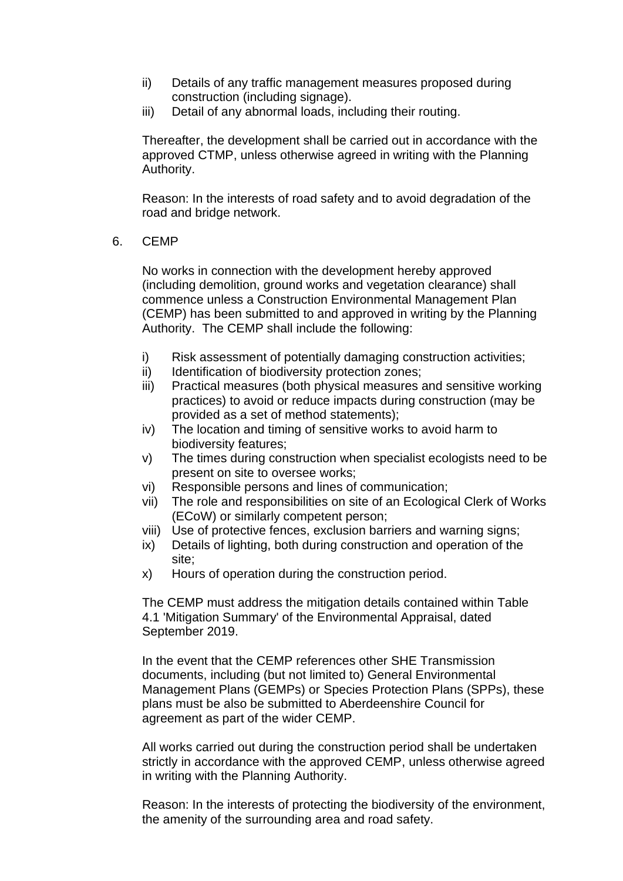ii) Details of any traffic management measures proposed during construction (including signage).
iii) Detail of any abnormal loads, including their routing.

Thereafter, the development shall be carried out in accordance with the approved CTMP, unless otherwise agreed in writing with the Planning Authority.

Reason: In the interests of road safety and to avoid degradation of the road and bridge network.

6. CEMP

No works in connection with the development hereby approved (including demolition, ground works and vegetation clearance) shall commence unless a Construction Environmental Management Plan (CEMP) has been submitted to and approved in writing by the Planning Authority. The CEMP shall include the following:

i) Risk assessment of potentially damaging construction activities;
ii) Identification of biodiversity protection zones;
iii) Practical measures (both physical measures and sensitive working practices) to avoid or reduce impacts during construction (may be provided as a set of method statements);
iv) The location and timing of sensitive works to avoid harm to biodiversity features;
v) The times during construction when specialist ecologists need to be present on site to oversee works;
vi) Responsible persons and lines of communication;
vii) The role and responsibilities on site of an Ecological Clerk of Works (ECoW) or similarly competent person;
viii) Use of protective fences, exclusion barriers and warning signs;
ix) Details of lighting, both during construction and operation of the site;
x) Hours of operation during the construction period.

The CEMP must address the mitigation details contained within Table 4.1 'Mitigation Summary' of the Environmental Appraisal, dated September 2019.

In the event that the CEMP references other SHE Transmission documents, including (but not limited to) General Environmental Management Plans (GEMPs) or Species Protection Plans (SPPs), these plans must be also be submitted to Aberdeenshire Council for agreement as part of the wider CEMP.

All works carried out during the construction period shall be undertaken strictly in accordance with the approved CEMP, unless otherwise agreed in writing with the Planning Authority.

Reason: In the interests of protecting the biodiversity of the environment, the amenity of the surrounding area and road safety.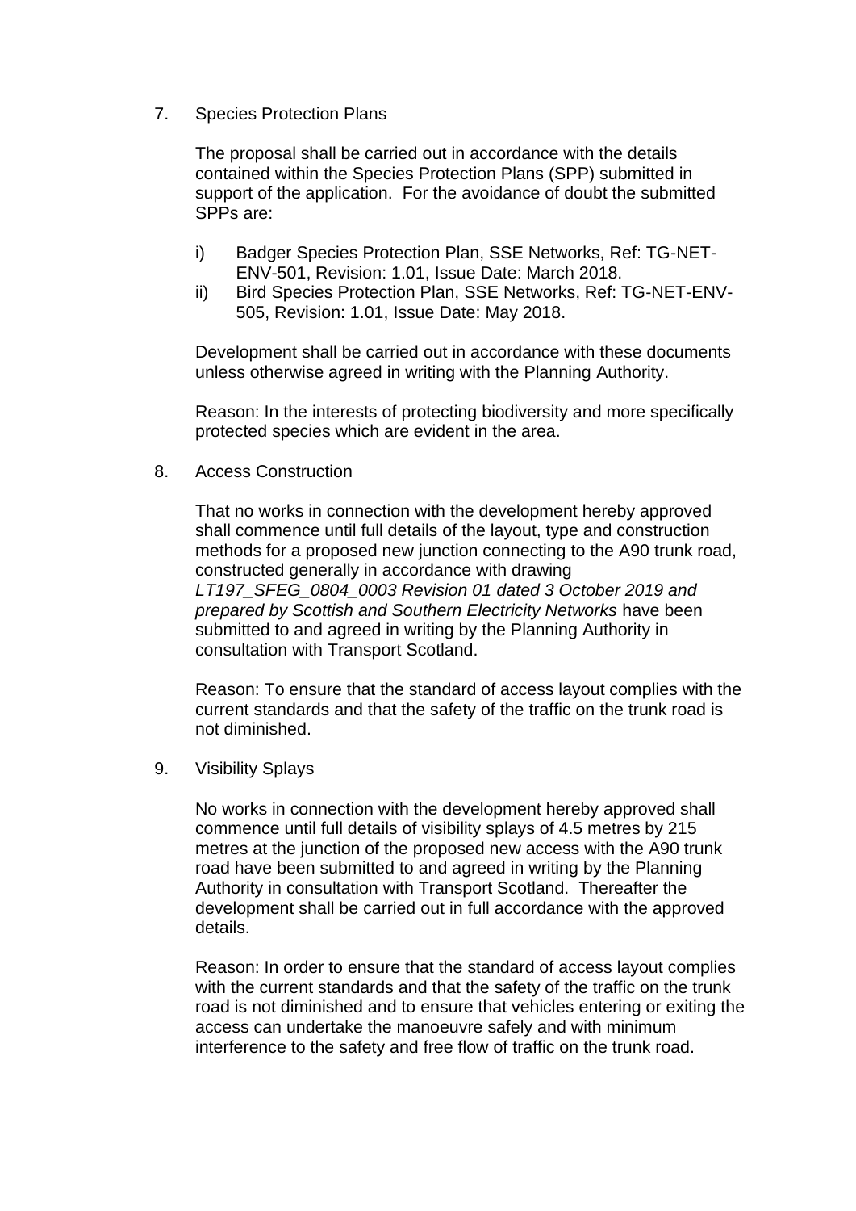7. Species Protection Plans

   The proposal shall be carried out in accordance with the details contained within the Species Protection Plans (SPP) submitted in support of the application. For the avoidance of doubt the submitted SPPs are:

   i) Badger Species Protection Plan, SSE Networks, Ref: TG-NET-ENV-501, Revision: 1.01, Issue Date: March 2018.
   ii) Bird Species Protection Plan, SSE Networks, Ref: TG-NET-ENV-505, Revision: 1.01, Issue Date: May 2018.

   Development shall be carried out in accordance with these documents unless otherwise agreed in writing with the Planning Authority.

   Reason: In the interests of protecting biodiversity and more specifically protected species which are evident in the area.

8. Access Construction

   That no works in connection with the development hereby approved shall commence until full details of the layout, type and construction methods for a proposed new junction connecting to the A90 trunk road, constructed generally in accordance with drawing *LT197_SFEG_0804_0003 Revision 01 dated 3 October 2019 and prepared by Scottish and Southern Electricity Networks* have been submitted to and agreed in writing by the Planning Authority in consultation with Transport Scotland.

   Reason: To ensure that the standard of access layout complies with the current standards and that the safety of the traffic on the trunk road is not diminished.

9. Visibility Splays

   No works in connection with the development hereby approved shall commence until full details of visibility splays of 4.5 metres by 215 metres at the junction of the proposed new access with the A90 trunk road have been submitted to and agreed in writing by the Planning Authority in consultation with Transport Scotland. Thereafter the development shall be carried out in full accordance with the approved details.

   Reason: In order to ensure that the standard of access layout complies with the current standards and that the safety of the traffic on the trunk road is not diminished and to ensure that vehicles entering or exiting the access can undertake the manoeuvre safely and with minimum interference to the safety and free flow of traffic on the trunk road.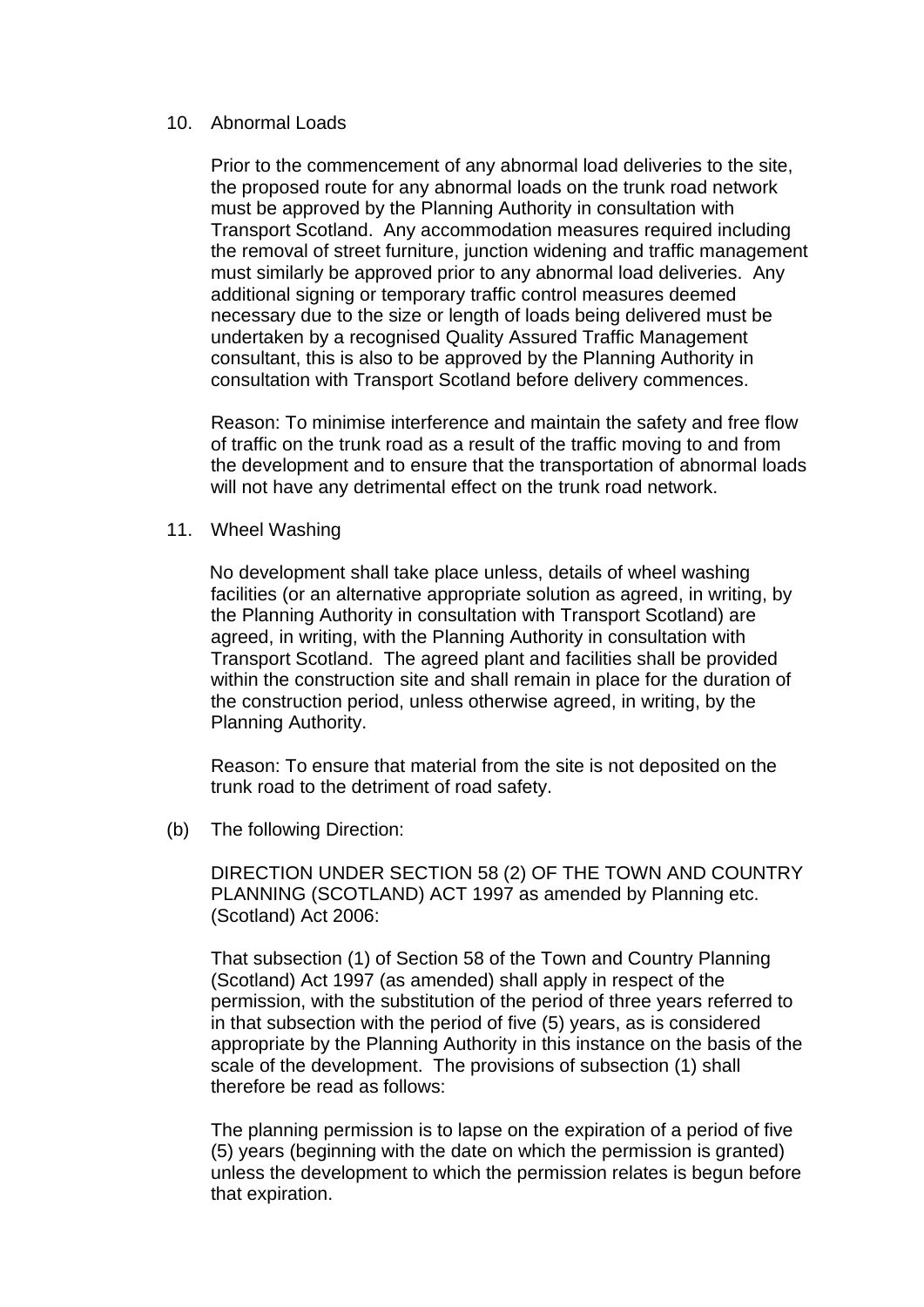10. Abnormal Loads

    Prior to the commencement of any abnormal load deliveries to the site, the proposed route for any abnormal loads on the trunk road network must be approved by the Planning Authority in consultation with Transport Scotland. Any accommodation measures required including the removal of street furniture, junction widening and traffic management must similarly be approved prior to any abnormal load deliveries. Any additional signing or temporary traffic control measures deemed necessary due to the size or length of loads being delivered must be undertaken by a recognised Quality Assured Traffic Management consultant, this is also to be approved by the Planning Authority in consultation with Transport Scotland before delivery commences.

    Reason: To minimise interference and maintain the safety and free flow of traffic on the trunk road as a result of the traffic moving to and from the development and to ensure that the transportation of abnormal loads will not have any detrimental effect on the trunk road network.

11. Wheel Washing

    No development shall take place unless, details of wheel washing facilities (or an alternative appropriate solution as agreed, in writing, by the Planning Authority in consultation with Transport Scotland) are agreed, in writing, with the Planning Authority in consultation with Transport Scotland. The agreed plant and facilities shall be provided within the construction site and shall remain in place for the duration of the construction period, unless otherwise agreed, in writing, by the Planning Authority.

    Reason: To ensure that material from the site is not deposited on the trunk road to the detriment of road safety.

(b) The following Direction:

    DIRECTION UNDER SECTION 58 (2) OF THE TOWN AND COUNTRY PLANNING (SCOTLAND) ACT 1997 as amended by Planning etc. (Scotland) Act 2006:

    That subsection (1) of Section 58 of the Town and Country Planning (Scotland) Act 1997 (as amended) shall apply in respect of the permission, with the substitution of the period of three years referred to in that subsection with the period of five (5) years, as is considered appropriate by the Planning Authority in this instance on the basis of the scale of the development. The provisions of subsection (1) shall therefore be read as follows:

    The planning permission is to lapse on the expiration of a period of five (5) years (beginning with the date on which the permission is granted) unless the development to which the permission relates is begun before that expiration.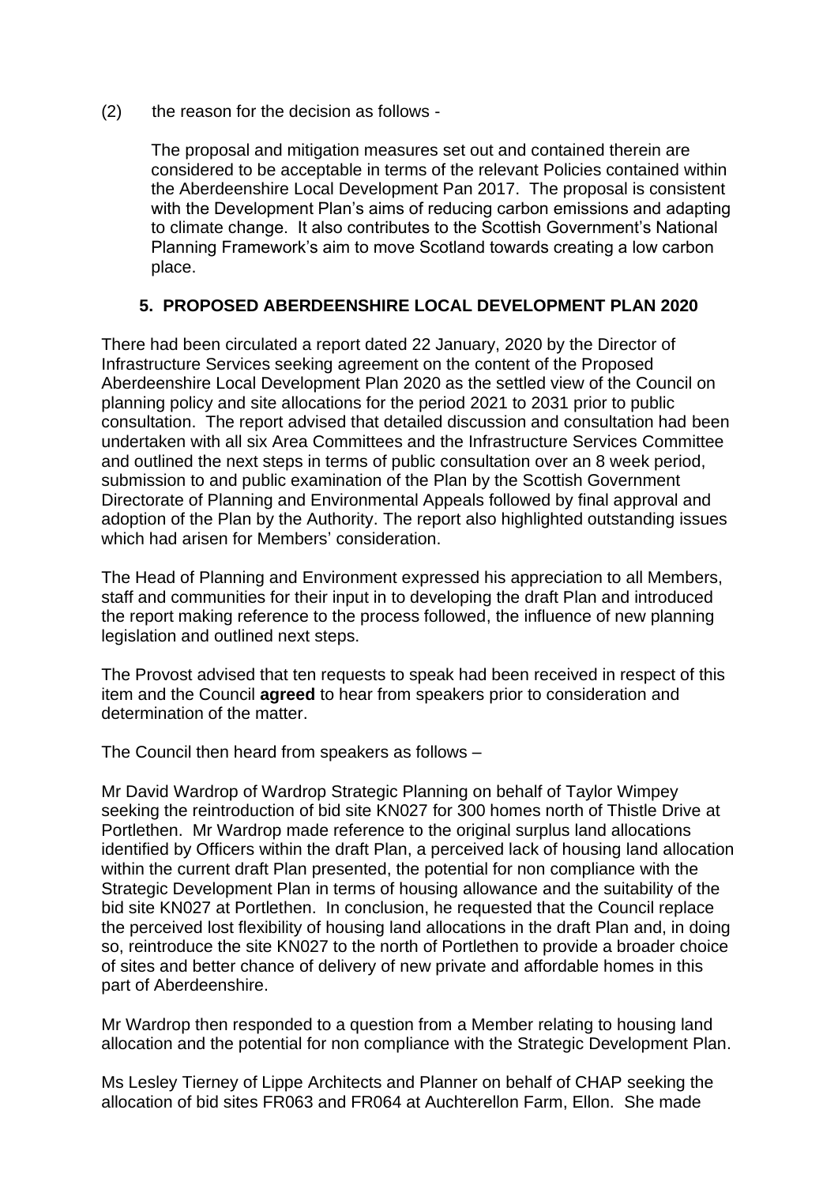(2) the reason for the decision as follows -

The proposal and mitigation measures set out and contained therein are considered to be acceptable in terms of the relevant Policies contained within the Aberdeenshire Local Development Pan 2017. The proposal is consistent with the Development Plan's aims of reducing carbon emissions and adapting to climate change. It also contributes to the Scottish Government's National Planning Framework's aim to move Scotland towards creating a low carbon place.

## 5. PROPOSED ABERDEENSHIRE LOCAL DEVELOPMENT PLAN 2020

There had been circulated a report dated 22 January, 2020 by the Director of Infrastructure Services seeking agreement on the content of the Proposed Aberdeenshire Local Development Plan 2020 as the settled view of the Council on planning policy and site allocations for the period 2021 to 2031 prior to public consultation. The report advised that detailed discussion and consultation had been undertaken with all six Area Committees and the Infrastructure Services Committee and outlined the next steps in terms of public consultation over an 8 week period, submission to and public examination of the Plan by the Scottish Government Directorate of Planning and Environmental Appeals followed by final approval and adoption of the Plan by the Authority. The report also highlighted outstanding issues which had arisen for Members' consideration.

The Head of Planning and Environment expressed his appreciation to all Members, staff and communities for their input in to developing the draft Plan and introduced the report making reference to the process followed, the influence of new planning legislation and outlined next steps.

The Provost advised that ten requests to speak had been received in respect of this item and the Council **agreed** to hear from speakers prior to consideration and determination of the matter.

The Council then heard from speakers as follows –

Mr David Wardrop of Wardrop Strategic Planning on behalf of Taylor Wimpey seeking the reintroduction of bid site KN027 for 300 homes north of Thistle Drive at Portlethen. Mr Wardrop made reference to the original surplus land allocations identified by Officers within the draft Plan, a perceived lack of housing land allocation within the current draft Plan presented, the potential for non compliance with the Strategic Development Plan in terms of housing allowance and the suitability of the bid site KN027 at Portlethen. In conclusion, he requested that the Council replace the perceived lost flexibility of housing land allocations in the draft Plan and, in doing so, reintroduce the site KN027 to the north of Portlethen to provide a broader choice of sites and better chance of delivery of new private and affordable homes in this part of Aberdeenshire.

Mr Wardrop then responded to a question from a Member relating to housing land allocation and the potential for non compliance with the Strategic Development Plan.

Ms Lesley Tierney of Lippe Architects and Planner on behalf of CHAP seeking the allocation of bid sites FR063 and FR064 at Auchterellon Farm, Ellon. She made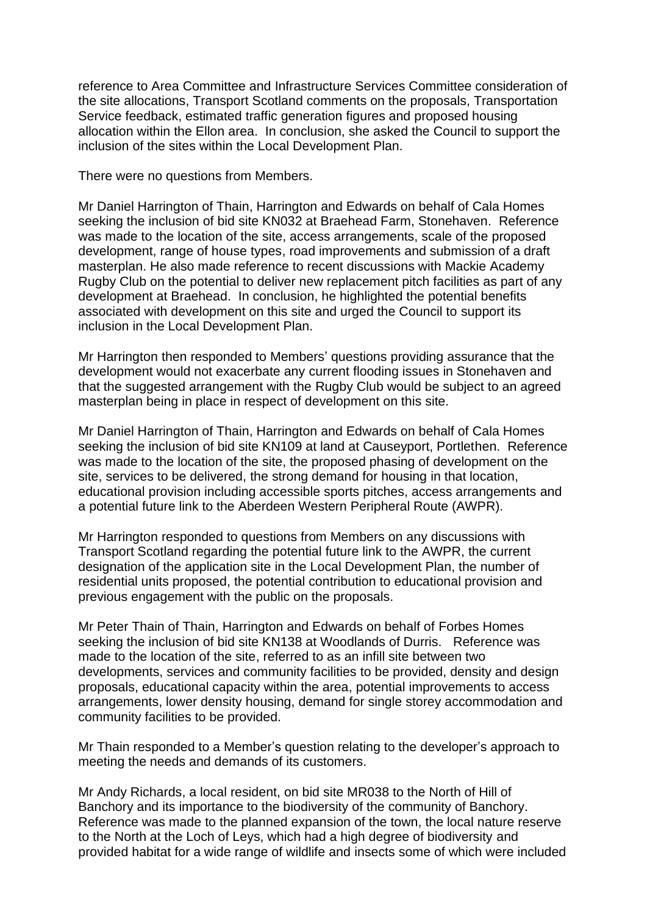reference to Area Committee and Infrastructure Services Committee consideration of the site allocations, Transport Scotland comments on the proposals, Transportation Service feedback, estimated traffic generation figures and proposed housing allocation within the Ellon area. In conclusion, she asked the Council to support the inclusion of the sites within the Local Development Plan.

There were no questions from Members.

Mr Daniel Harrington of Thain, Harrington and Edwards on behalf of Cala Homes seeking the inclusion of bid site KN032 at Braehead Farm, Stonehaven. Reference was made to the location of the site, access arrangements, scale of the proposed development, range of house types, road improvements and submission of a draft masterplan. He also made reference to recent discussions with Mackie Academy Rugby Club on the potential to deliver new replacement pitch facilities as part of any development at Braehead. In conclusion, he highlighted the potential benefits associated with development on this site and urged the Council to support its inclusion in the Local Development Plan.

Mr Harrington then responded to Members' questions providing assurance that the development would not exacerbate any current flooding issues in Stonehaven and that the suggested arrangement with the Rugby Club would be subject to an agreed masterplan being in place in respect of development on this site.

Mr Daniel Harrington of Thain, Harrington and Edwards on behalf of Cala Homes seeking the inclusion of bid site KN109 at land at Causeyport, Portlethen. Reference was made to the location of the site, the proposed phasing of development on the site, services to be delivered, the strong demand for housing in that location, educational provision including accessible sports pitches, access arrangements and a potential future link to the Aberdeen Western Peripheral Route (AWPR).

Mr Harrington responded to questions from Members on any discussions with Transport Scotland regarding the potential future link to the AWPR, the current designation of the application site in the Local Development Plan, the number of residential units proposed, the potential contribution to educational provision and previous engagement with the public on the proposals.

Mr Peter Thain of Thain, Harrington and Edwards on behalf of Forbes Homes seeking the inclusion of bid site KN138 at Woodlands of Durris. Reference was made to the location of the site, referred to as an infill site between two developments, services and community facilities to be provided, density and design proposals, educational capacity within the area, potential improvements to access arrangements, lower density housing, demand for single storey accommodation and community facilities to be provided.

Mr Thain responded to a Member's question relating to the developer's approach to meeting the needs and demands of its customers.

Mr Andy Richards, a local resident, on bid site MR038 to the North of Hill of Banchory and its importance to the biodiversity of the community of Banchory. Reference was made to the planned expansion of the town, the local nature reserve to the North at the Loch of Leys, which had a high degree of biodiversity and provided habitat for a wide range of wildlife and insects some of which were included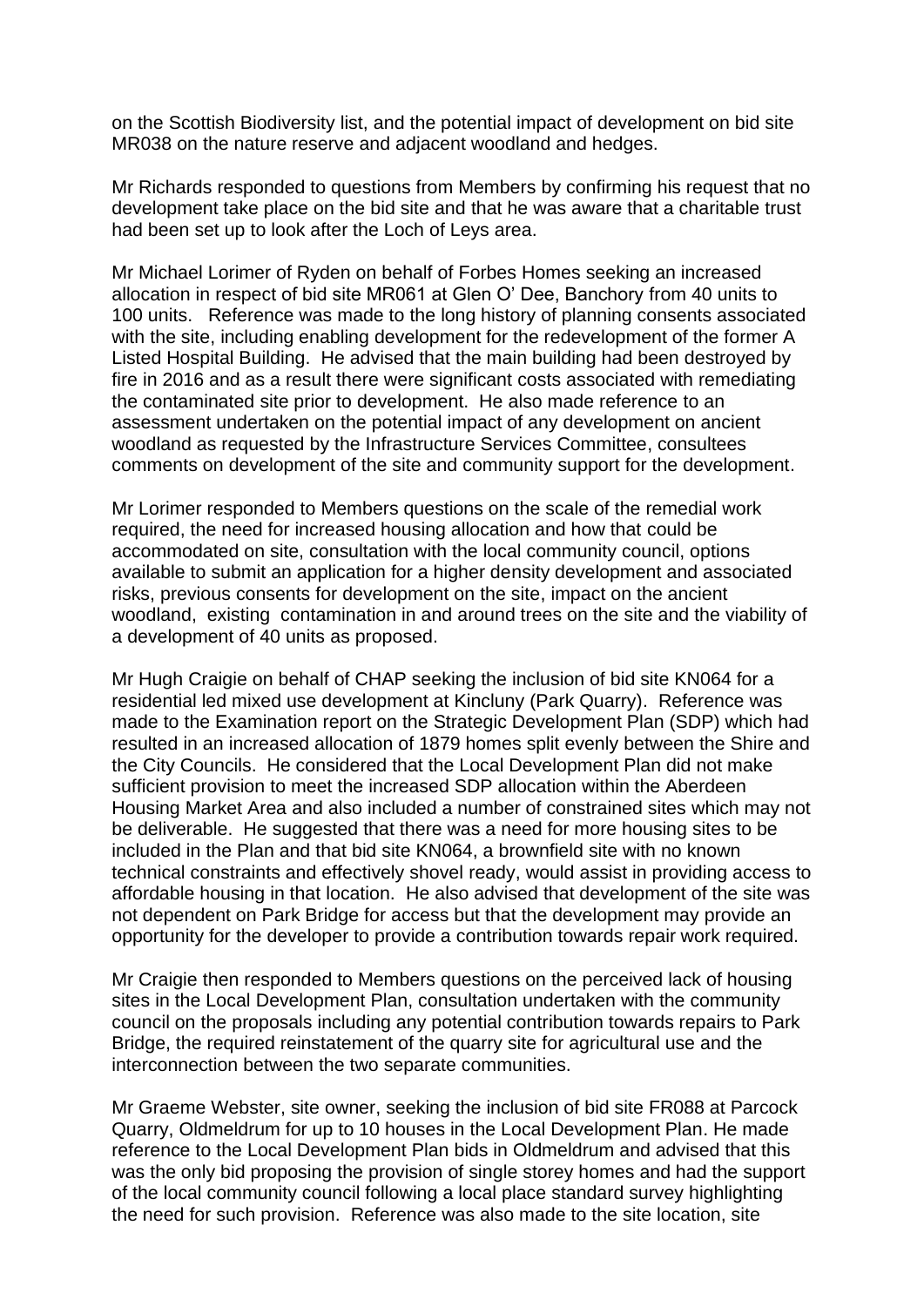on the Scottish Biodiversity list, and the potential impact of development on bid site MR038 on the nature reserve and adjacent woodland and hedges.

Mr Richards responded to questions from Members by confirming his request that no development take place on the bid site and that he was aware that a charitable trust had been set up to look after the Loch of Leys area.

Mr Michael Lorimer of Ryden on behalf of Forbes Homes seeking an increased allocation in respect of bid site MR061 at Glen O' Dee, Banchory from 40 units to 100 units. Reference was made to the long history of planning consents associated with the site, including enabling development for the redevelopment of the former A Listed Hospital Building. He advised that the main building had been destroyed by fire in 2016 and as a result there were significant costs associated with remediating the contaminated site prior to development. He also made reference to an assessment undertaken on the potential impact of any development on ancient woodland as requested by the Infrastructure Services Committee, consultees comments on development of the site and community support for the development.

Mr Lorimer responded to Members questions on the scale of the remedial work required, the need for increased housing allocation and how that could be accommodated on site, consultation with the local community council, options available to submit an application for a higher density development and associated risks, previous consents for development on the site, impact on the ancient woodland, existing contamination in and around trees on the site and the viability of a development of 40 units as proposed.

Mr Hugh Craigie on behalf of CHAP seeking the inclusion of bid site KN064 for a residential led mixed use development at Kincluny (Park Quarry). Reference was made to the Examination report on the Strategic Development Plan (SDP) which had resulted in an increased allocation of 1879 homes split evenly between the Shire and the City Councils. He considered that the Local Development Plan did not make sufficient provision to meet the increased SDP allocation within the Aberdeen Housing Market Area and also included a number of constrained sites which may not be deliverable. He suggested that there was a need for more housing sites to be included in the Plan and that bid site KN064, a brownfield site with no known technical constraints and effectively shovel ready, would assist in providing access to affordable housing in that location. He also advised that development of the site was not dependent on Park Bridge for access but that the development may provide an opportunity for the developer to provide a contribution towards repair work required.

Mr Craigie then responded to Members questions on the perceived lack of housing sites in the Local Development Plan, consultation undertaken with the community council on the proposals including any potential contribution towards repairs to Park Bridge, the required reinstatement of the quarry site for agricultural use and the interconnection between the two separate communities.

Mr Graeme Webster, site owner, seeking the inclusion of bid site FR088 at Parcock Quarry, Oldmeldrum for up to 10 houses in the Local Development Plan. He made reference to the Local Development Plan bids in Oldmeldrum and advised that this was the only bid proposing the provision of single storey homes and had the support of the local community council following a local place standard survey highlighting the need for such provision. Reference was also made to the site location, site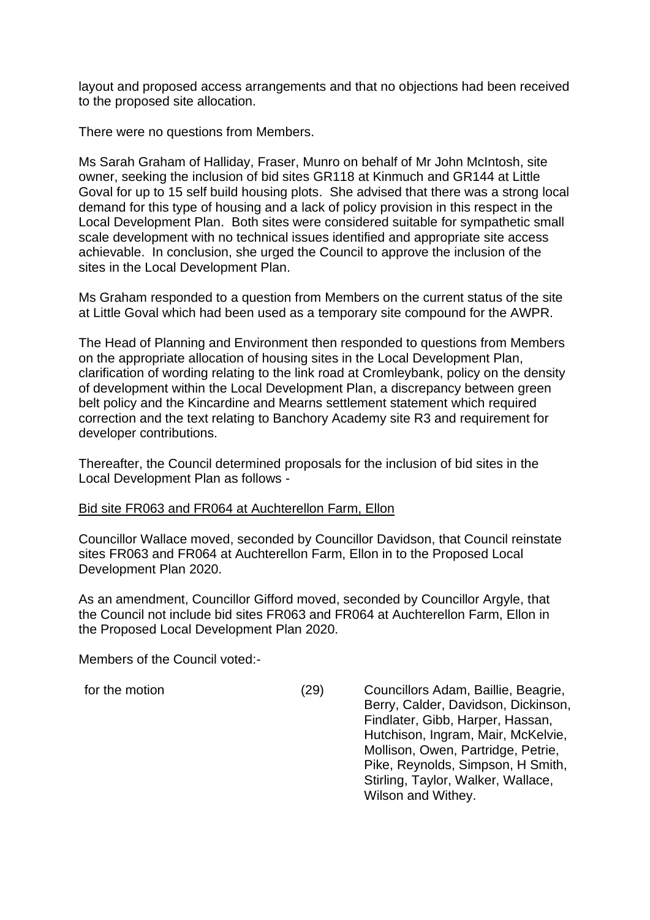layout and proposed access arrangements and that no objections had been received to the proposed site allocation.

There were no questions from Members.

Ms Sarah Graham of Halliday, Fraser, Munro on behalf of Mr John McIntosh, site owner, seeking the inclusion of bid sites GR118 at Kinmuch and GR144 at Little Goval for up to 15 self build housing plots. She advised that there was a strong local demand for this type of housing and a lack of policy provision in this respect in the Local Development Plan. Both sites were considered suitable for sympathetic small scale development with no technical issues identified and appropriate site access achievable. In conclusion, she urged the Council to approve the inclusion of the sites in the Local Development Plan.

Ms Graham responded to a question from Members on the current status of the site at Little Goval which had been used as a temporary site compound for the AWPR.

The Head of Planning and Environment then responded to questions from Members on the appropriate allocation of housing sites in the Local Development Plan, clarification of wording relating to the link road at Cromleybank, policy on the density of development within the Local Development Plan, a discrepancy between green belt policy and the Kincardine and Mearns settlement statement which required correction and the text relating to Banchory Academy site R3 and requirement for developer contributions.

Thereafter, the Council determined proposals for the inclusion of bid sites in the Local Development Plan as follows -

Bid site FR063 and FR064 at Auchterellon Farm, Ellon

Councillor Wallace moved, seconded by Councillor Davidson, that Council reinstate sites FR063 and FR064 at Auchterellon Farm, Ellon in to the Proposed Local Development Plan 2020.

As an amendment, Councillor Gifford moved, seconded by Councillor Argyle, that the Council not include bid sites FR063 and FR064 at Auchterellon Farm, Ellon in the Proposed Local Development Plan 2020.

Members of the Council voted:-

| | | |
|---|---|---|
| for the motion | (29) | Councillors Adam, Baillie, Beagrie, Berry, Calder, Davidson, Dickinson, Findlater, Gibb, Harper, Hassan, Hutchison, Ingram, Mair, McKelvie, Mollison, Owen, Partridge, Petrie, Pike, Reynolds, Simpson, H Smith, Stirling, Taylor, Walker, Wallace, Wilson and Withey. |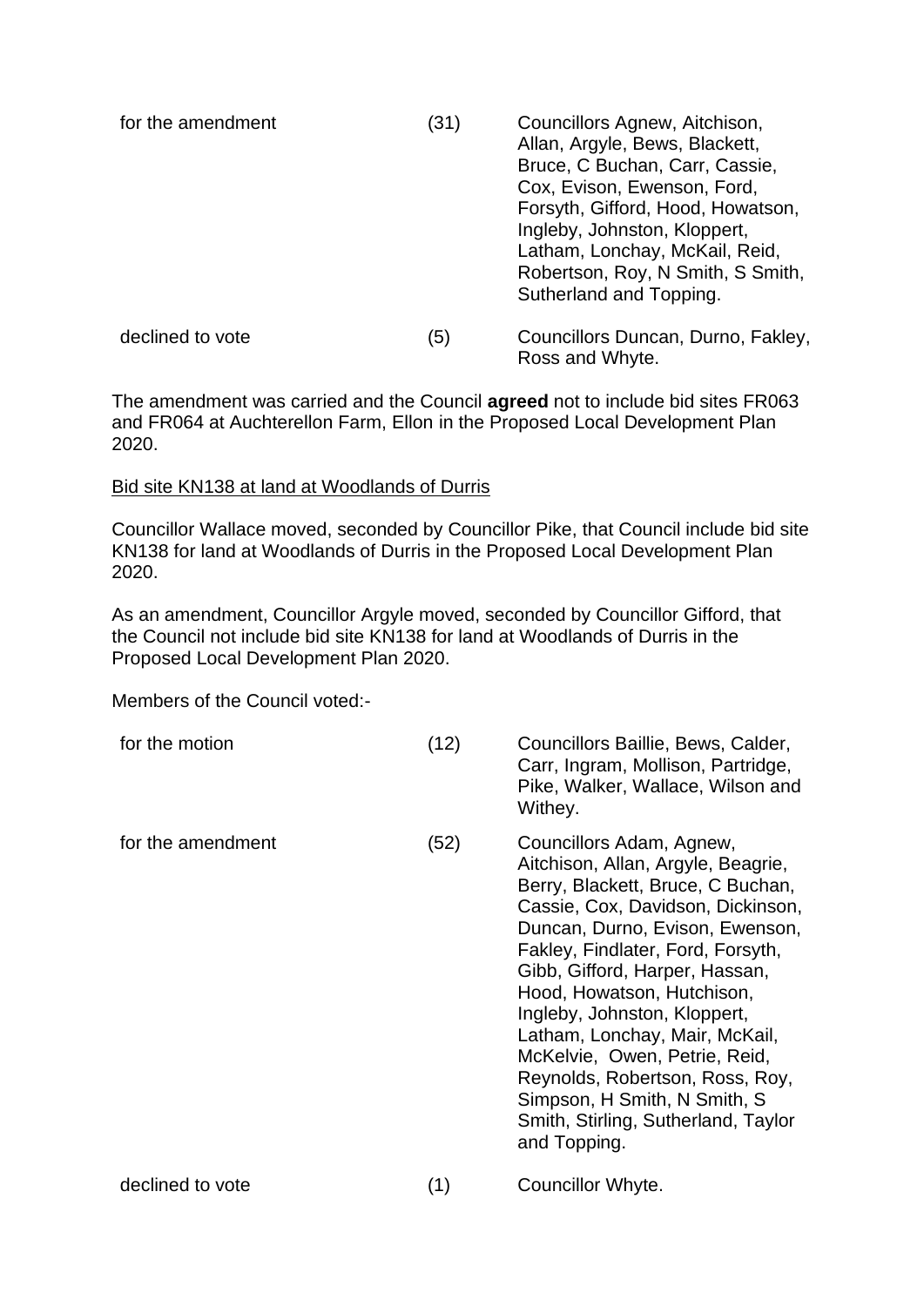| | | |
|---|---|---|
| for the amendment | (31) | Councillors Agnew, Aitchison, Allan, Argyle, Bews, Blackett, Bruce, C Buchan, Carr, Cassie, Cox, Evison, Ewenson, Ford, Forsyth, Gifford, Hood, Howatson, Ingleby, Johnston, Kloppert, Latham, Lonchay, McKail, Reid, Robertson, Roy, N Smith, S Smith, Sutherland and Topping. |
| declined to vote | (5) | Councillors Duncan, Durno, Fakley, Ross and Whyte. |

The amendment was carried and the Council **agreed** not to include bid sites FR063 and FR064 at Auchterellon Farm, Ellon in the Proposed Local Development Plan 2020.

Bid site KN138 at land at Woodlands of Durris

Councillor Wallace moved, seconded by Councillor Pike, that Council include bid site KN138 for land at Woodlands of Durris in the Proposed Local Development Plan 2020.

As an amendment, Councillor Argyle moved, seconded by Councillor Gifford, that the Council not include bid site KN138 for land at Woodlands of Durris in the Proposed Local Development Plan 2020.

Members of the Council voted:-

| | | |
|---|---|---|
| for the motion | (12) | Councillors Baillie, Bews, Calder, Carr, Ingram, Mollison, Partridge, Pike, Walker, Wallace, Wilson and Withey. |
| for the amendment | (52) | Councillors Adam, Agnew, Aitchison, Allan, Argyle, Beagrie, Berry, Blackett, Bruce, C Buchan, Cassie, Cox, Davidson, Dickinson, Duncan, Durno, Evison, Ewenson, Fakley, Findlater, Ford, Forsyth, Gibb, Gifford, Harper, Hassan, Hood, Howatson, Hutchison, Ingleby, Johnston, Kloppert, Latham, Lonchay, Mair, McKail, McKelvie, Owen, Petrie, Reid, Reynolds, Robertson, Ross, Roy, Simpson, H Smith, N Smith, S Smith, Stirling, Sutherland, Taylor and Topping. |
| declined to vote | (1) | Councillor Whyte. |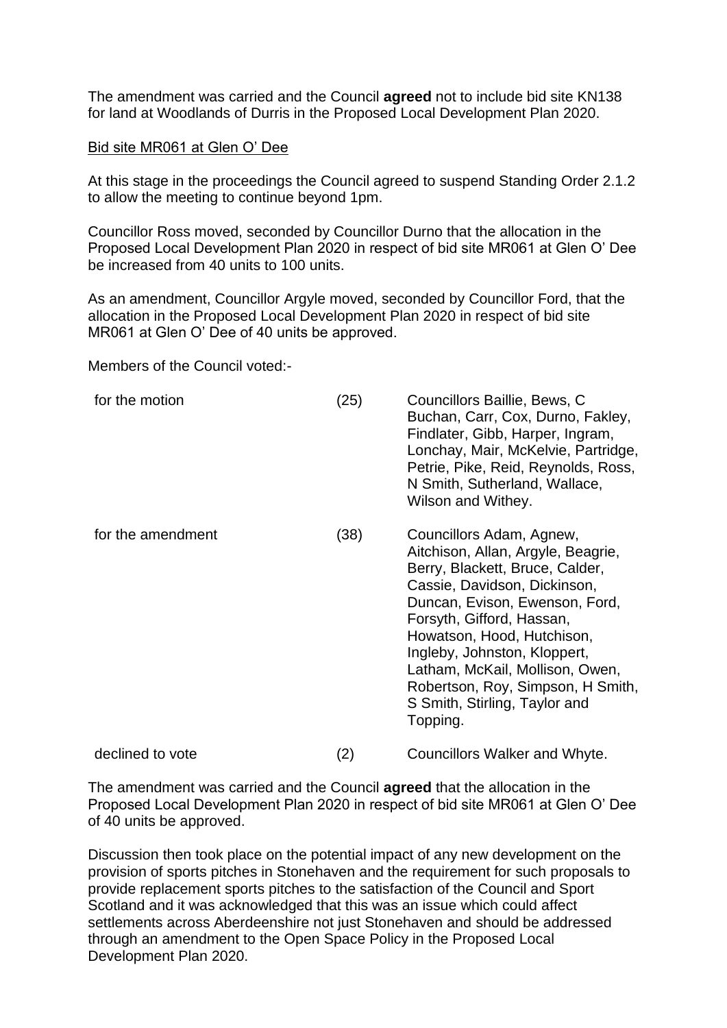The amendment was carried and the Council **agreed** not to include bid site KN138 for land at Woodlands of Durris in the Proposed Local Development Plan 2020.

Bid site MR061 at Glen O' Dee

At this stage in the proceedings the Council agreed to suspend Standing Order 2.1.2 to allow the meeting to continue beyond 1pm.

Councillor Ross moved, seconded by Councillor Durno that the allocation in the Proposed Local Development Plan 2020 in respect of bid site MR061 at Glen O' Dee be increased from 40 units to 100 units.

As an amendment, Councillor Argyle moved, seconded by Councillor Ford, that the allocation in the Proposed Local Development Plan 2020 in respect of bid site MR061 at Glen O' Dee of 40 units be approved.

Members of the Council voted:-

| | | |
|---|---|---|
| for the motion | (25) | Councillors Baillie, Bews, C Buchan, Carr, Cox, Durno, Fakley, Findlater, Gibb, Harper, Ingram, Lonchay, Mair, McKelvie, Partridge, Petrie, Pike, Reid, Reynolds, Ross, N Smith, Sutherland, Wallace, Wilson and Withey. |
| for the amendment | (38) | Councillors Adam, Agnew, Aitchison, Allan, Argyle, Beagrie, Berry, Blackett, Bruce, Calder, Cassie, Davidson, Dickinson, Duncan, Evison, Ewenson, Ford, Forsyth, Gifford, Hassan, Howatson, Hood, Hutchison, Ingleby, Johnston, Kloppert, Latham, McKail, Mollison, Owen, Robertson, Roy, Simpson, H Smith, S Smith, Stirling, Taylor and Topping. |
| declined to vote | (2) | Councillors Walker and Whyte. |

The amendment was carried and the Council **agreed** that the allocation in the Proposed Local Development Plan 2020 in respect of bid site MR061 at Glen O' Dee of 40 units be approved.

Discussion then took place on the potential impact of any new development on the provision of sports pitches in Stonehaven and the requirement for such proposals to provide replacement sports pitches to the satisfaction of the Council and Sport Scotland and it was acknowledged that this was an issue which could affect settlements across Aberdeenshire not just Stonehaven and should be addressed through an amendment to the Open Space Policy in the Proposed Local Development Plan 2020.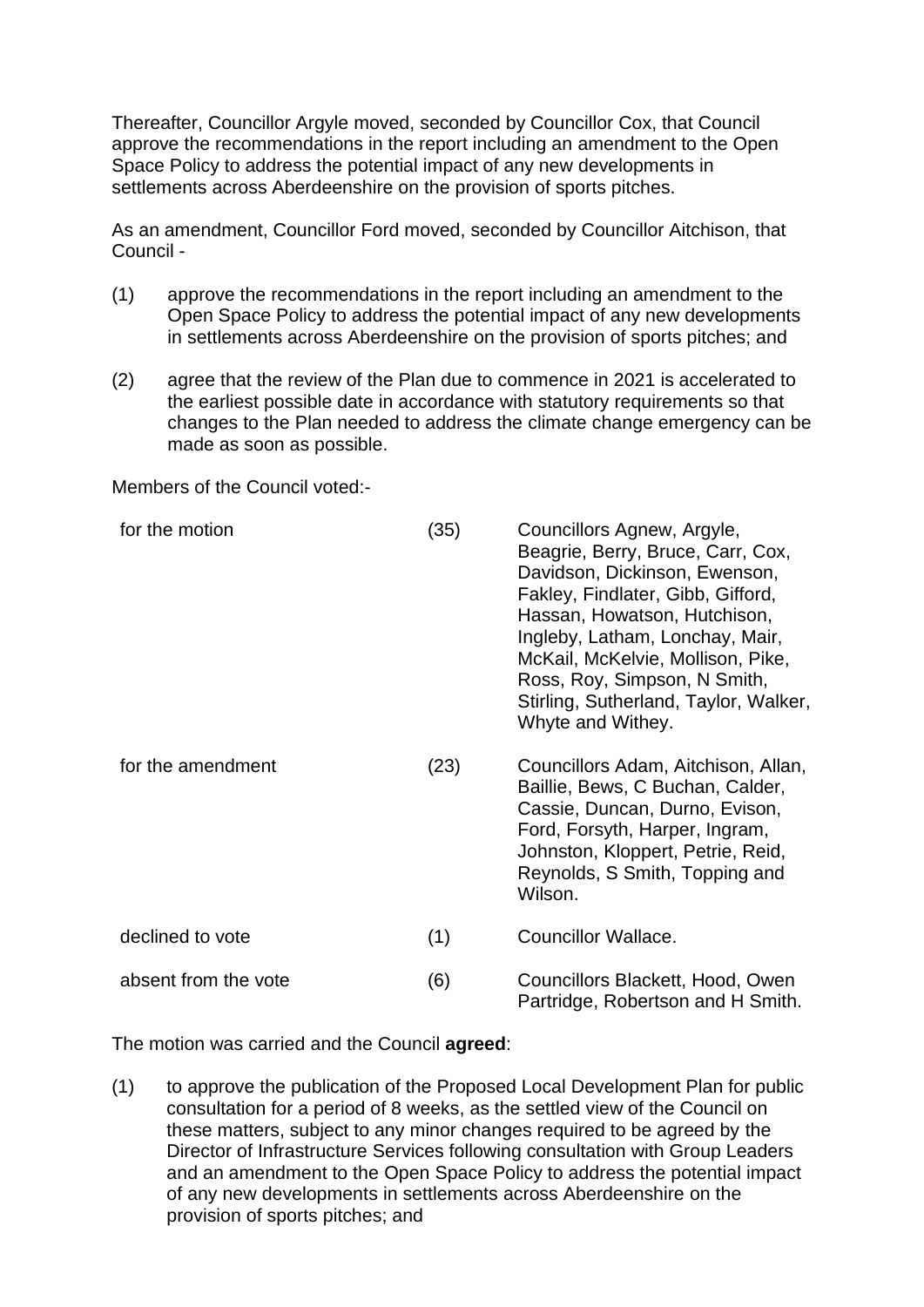Thereafter, Councillor Argyle moved, seconded by Councillor Cox, that Council approve the recommendations in the report including an amendment to the Open Space Policy to address the potential impact of any new developments in settlements across Aberdeenshire on the provision of sports pitches.

As an amendment, Councillor Ford moved, seconded by Councillor Aitchison, that Council -

(1) approve the recommendations in the report including an amendment to the Open Space Policy to address the potential impact of any new developments in settlements across Aberdeenshire on the provision of sports pitches; and

(2) agree that the review of the Plan due to commence in 2021 is accelerated to the earliest possible date in accordance with statutory requirements so that changes to the Plan needed to address the climate change emergency can be made as soon as possible.

Members of the Council voted:-

| | | |
|---|---|---|
| for the motion | (35) | Councillors Agnew, Argyle, Beagrie, Berry, Bruce, Carr, Cox, Davidson, Dickinson, Ewenson, Fakley, Findlater, Gibb, Gifford, Hassan, Howatson, Hutchison, Ingleby, Latham, Lonchay, Mair, McKail, McKelvie, Mollison, Pike, Ross, Roy, Simpson, N Smith, Stirling, Sutherland, Taylor, Walker, Whyte and Withey. |
| for the amendment | (23) | Councillors Adam, Aitchison, Allan, Baillie, Bews, C Buchan, Calder, Cassie, Duncan, Durno, Evison, Ford, Forsyth, Harper, Ingram, Johnston, Kloppert, Petrie, Reid, Reynolds, S Smith, Topping and Wilson. |
| declined to vote | (1) | Councillor Wallace. |
| absent from the vote | (6) | Councillors Blackett, Hood, Owen Partridge, Robertson and H Smith. |

The motion was carried and the Council **agreed**:

(1) to approve the publication of the Proposed Local Development Plan for public consultation for a period of 8 weeks, as the settled view of the Council on these matters, subject to any minor changes required to be agreed by the Director of Infrastructure Services following consultation with Group Leaders and an amendment to the Open Space Policy to address the potential impact of any new developments in settlements across Aberdeenshire on the provision of sports pitches; and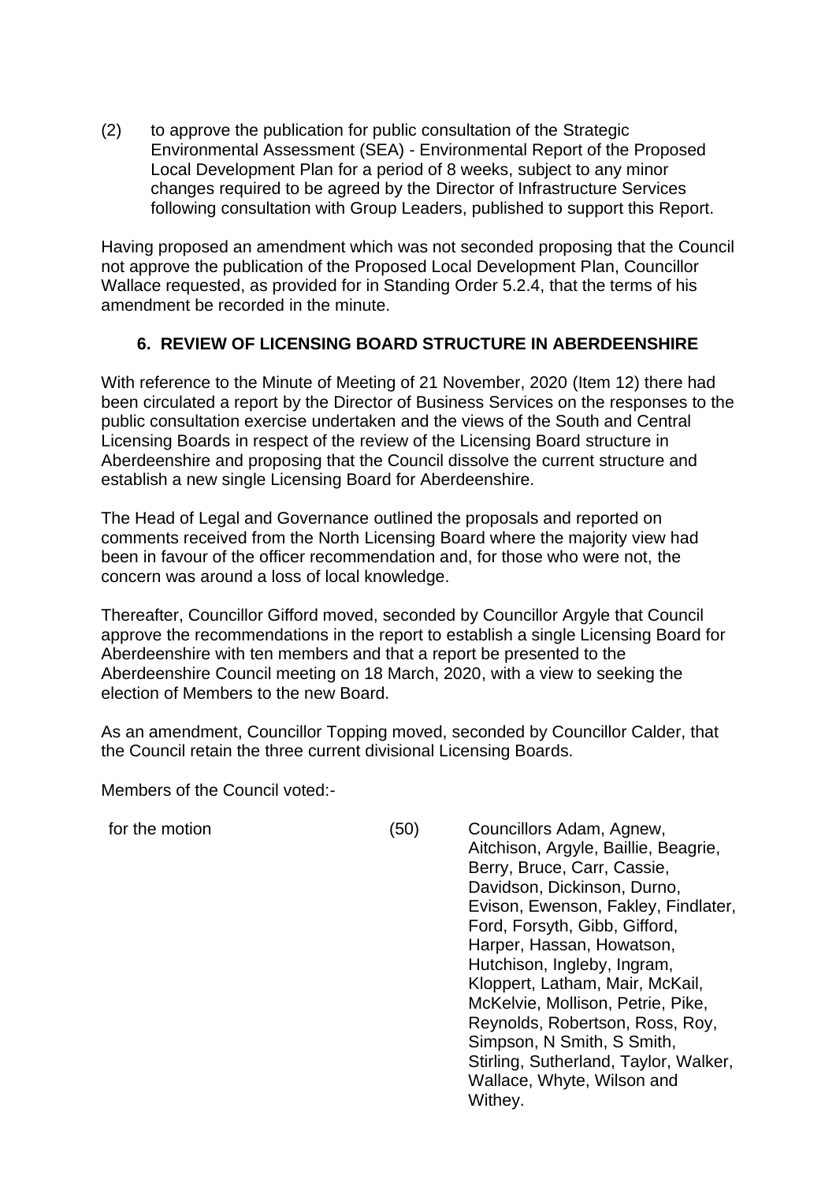(2) to approve the publication for public consultation of the Strategic Environmental Assessment (SEA) - Environmental Report of the Proposed Local Development Plan for a period of 8 weeks, subject to any minor changes required to be agreed by the Director of Infrastructure Services following consultation with Group Leaders, published to support this Report.

Having proposed an amendment which was not seconded proposing that the Council not approve the publication of the Proposed Local Development Plan, Councillor Wallace requested, as provided for in Standing Order 5.2.4, that the terms of his amendment be recorded in the minute.

## 6. REVIEW OF LICENSING BOARD STRUCTURE IN ABERDEENSHIRE

With reference to the Minute of Meeting of 21 November, 2020 (Item 12) there had been circulated a report by the Director of Business Services on the responses to the public consultation exercise undertaken and the views of the South and Central Licensing Boards in respect of the review of the Licensing Board structure in Aberdeenshire and proposing that the Council dissolve the current structure and establish a new single Licensing Board for Aberdeenshire.

The Head of Legal and Governance outlined the proposals and reported on comments received from the North Licensing Board where the majority view had been in favour of the officer recommendation and, for those who were not, the concern was around a loss of local knowledge.

Thereafter, Councillor Gifford moved, seconded by Councillor Argyle that Council approve the recommendations in the report to establish a single Licensing Board for Aberdeenshire with ten members and that a report be presented to the Aberdeenshire Council meeting on 18 March, 2020, with a view to seeking the election of Members to the new Board.

As an amendment, Councillor Topping moved, seconded by Councillor Calder, that the Council retain the three current divisional Licensing Boards.

Members of the Council voted:-

| | | |
|---|---|---|
| for the motion | (50) | Councillors Adam, Agnew, Aitchison, Argyle, Baillie, Beagrie, Berry, Bruce, Carr, Cassie, Davidson, Dickinson, Durno, Evison, Ewenson, Fakley, Findlater, Ford, Forsyth, Gibb, Gifford, Harper, Hassan, Howatson, Hutchison, Ingleby, Ingram, Kloppert, Latham, Mair, McKail, McKelvie, Mollison, Petrie, Pike, Reynolds, Robertson, Ross, Roy, Simpson, N Smith, S Smith, Stirling, Sutherland, Taylor, Walker, Wallace, Whyte, Wilson and Withey. |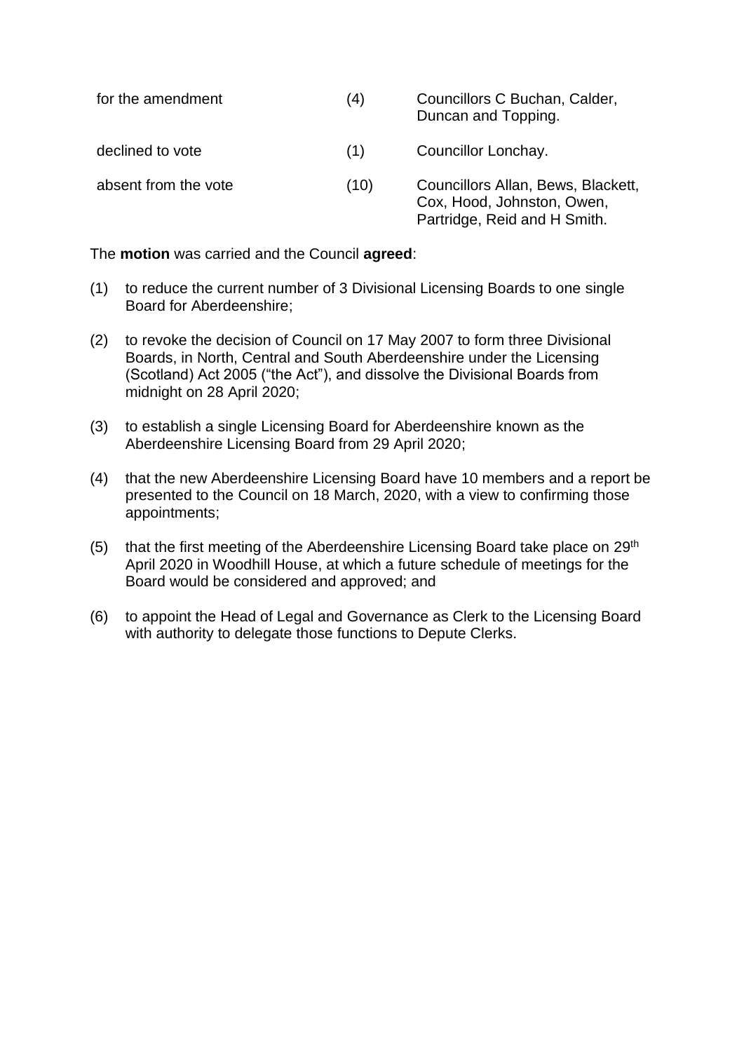| | | |
|---|---|---|
| for the amendment | (4) | Councillors C Buchan, Calder, Duncan and Topping. |
| declined to vote | (1) | Councillor Lonchay. |
| absent from the vote | (10) | Councillors Allan, Bews, Blackett, Cox, Hood, Johnston, Owen, Partridge, Reid and H Smith. |

The **motion** was carried and the Council **agreed**:

(1) to reduce the current number of 3 Divisional Licensing Boards to one single Board for Aberdeenshire;

(2) to revoke the decision of Council on 17 May 2007 to form three Divisional Boards, in North, Central and South Aberdeenshire under the Licensing (Scotland) Act 2005 ("the Act"), and dissolve the Divisional Boards from midnight on 28 April 2020;

(3) to establish a single Licensing Board for Aberdeenshire known as the Aberdeenshire Licensing Board from 29 April 2020;

(4) that the new Aberdeenshire Licensing Board have 10 members and a report be presented to the Council on 18 March, 2020, with a view to confirming those appointments;

(5) that the first meeting of the Aberdeenshire Licensing Board take place on 29th April 2020 in Woodhill House, at which a future schedule of meetings for the Board would be considered and approved; and

(6) to appoint the Head of Legal and Governance as Clerk to the Licensing Board with authority to delegate those functions to Depute Clerks.